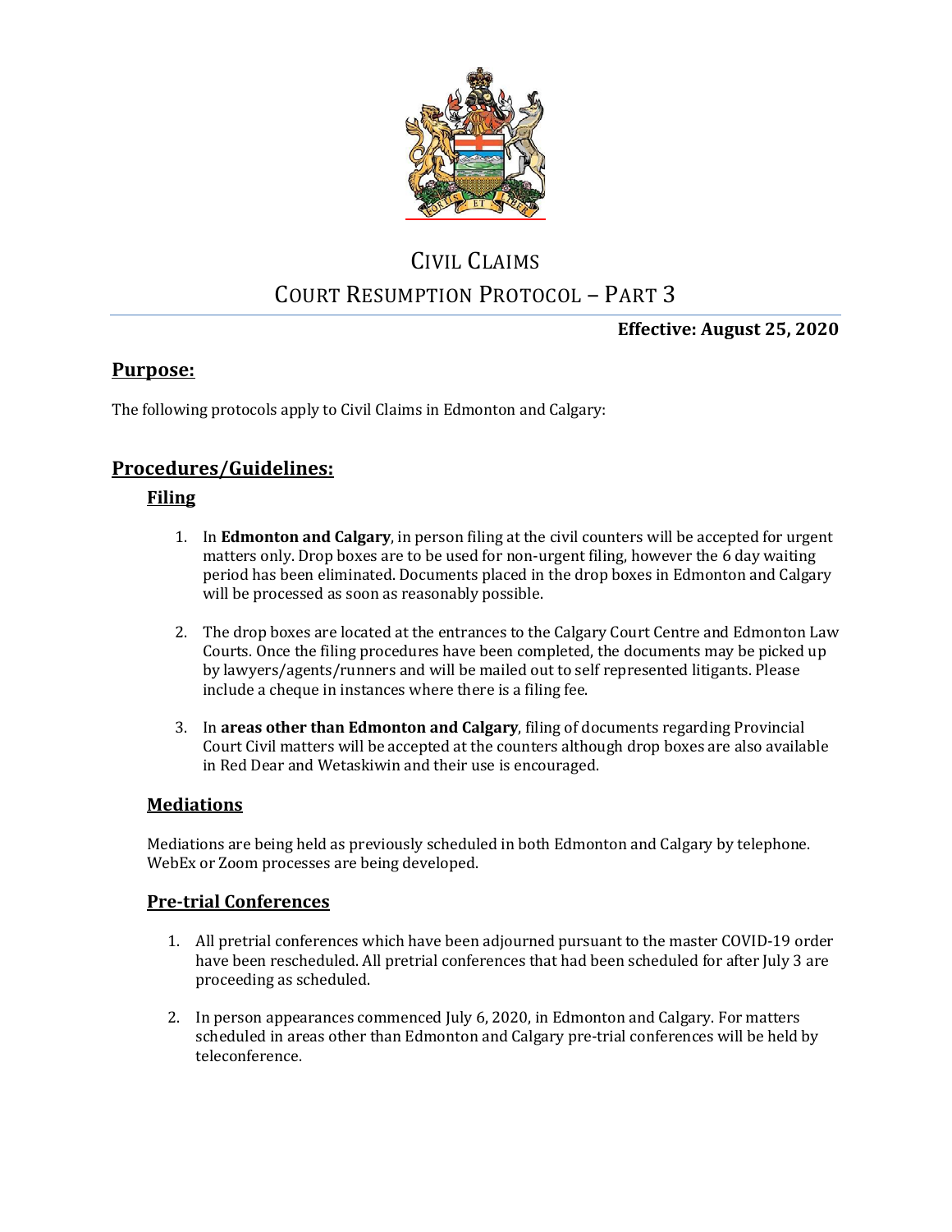# CIVIL CLAIMS

# COURT RESUMPTION PROTOCOL – PART 3

**Effective: August 25, 2020**

## Purpose:

The following protocols apply to Civil Claims in Edmonton and Calgary:

## Procedures/Guidelines:

### Filing

1. In **Edmonton and Calgary**, in person filing at the civil counters will be accepted for urgent matters only. Drop boxes are to be used for non-urgent filing, however the 6 day waiting period has been eliminated. Documents placed in the drop boxes in Edmonton and Calgary will be processed as soon as reasonably possible.

2. The drop boxes are located at the entrances to the Calgary Court Centre and Edmonton Law Courts. Once the filing procedures have been completed, the documents may be picked up by lawyers/agents/runners and will be mailed out to self represented litigants. Please include a cheque in instances where there is a filing fee.

3. In **areas other than Edmonton and Calgary**, filing of documents regarding Provincial Court Civil matters will be accepted at the counters although drop boxes are also available in Red Dear and Wetaskiwin and their use is encouraged.

### Mediations

Mediations are being held as previously scheduled in both Edmonton and Calgary by telephone. WebEx or Zoom processes are being developed.

### Pre-trial Conferences

1. All pretrial conferences which have been adjourned pursuant to the master COVID-19 order have been rescheduled. All pretrial conferences that had been scheduled for after July 3 are proceeding as scheduled.

2. In person appearances commenced July 6, 2020, in Edmonton and Calgary. For matters scheduled in areas other than Edmonton and Calgary pre-trial conferences will be held by teleconference.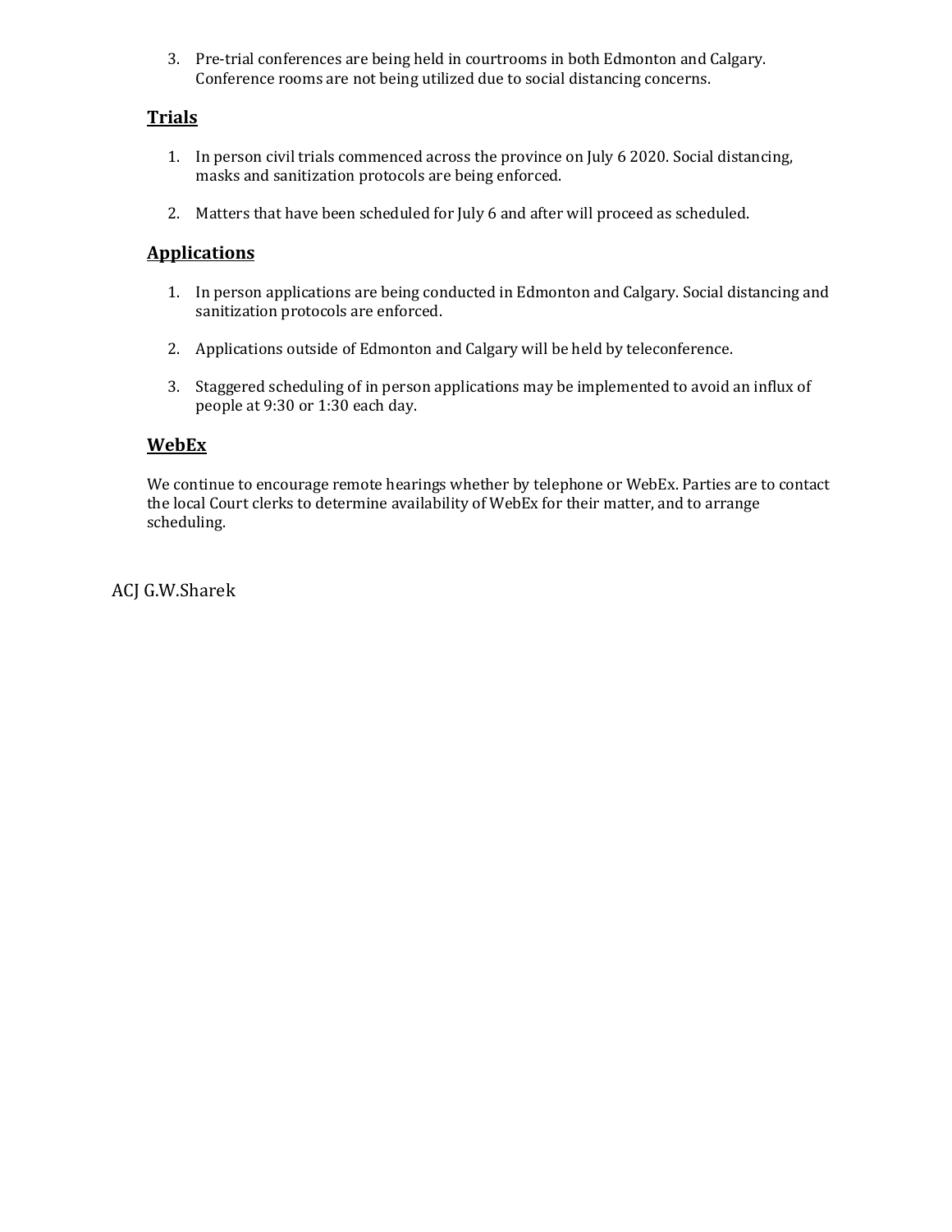3. Pre-trial conferences are being held in courtrooms in both Edmonton and Calgary. Conference rooms are not being utilized due to social distancing concerns.

## Trials

1. In person civil trials commenced across the province on July 6 2020. Social distancing, masks and sanitization protocols are being enforced.

2. Matters that have been scheduled for July 6 and after will proceed as scheduled.

## Applications

1. In person applications are being conducted in Edmonton and Calgary. Social distancing and sanitization protocols are enforced.

2. Applications outside of Edmonton and Calgary will be held by teleconference.

3. Staggered scheduling of in person applications may be implemented to avoid an influx of people at 9:30 or 1:30 each day.

## WebEx

We continue to encourage remote hearings whether by telephone or WebEx. Parties are to contact the local Court clerks to determine availability of WebEx for their matter, and to arrange scheduling.

ACJ G.W.Sharek